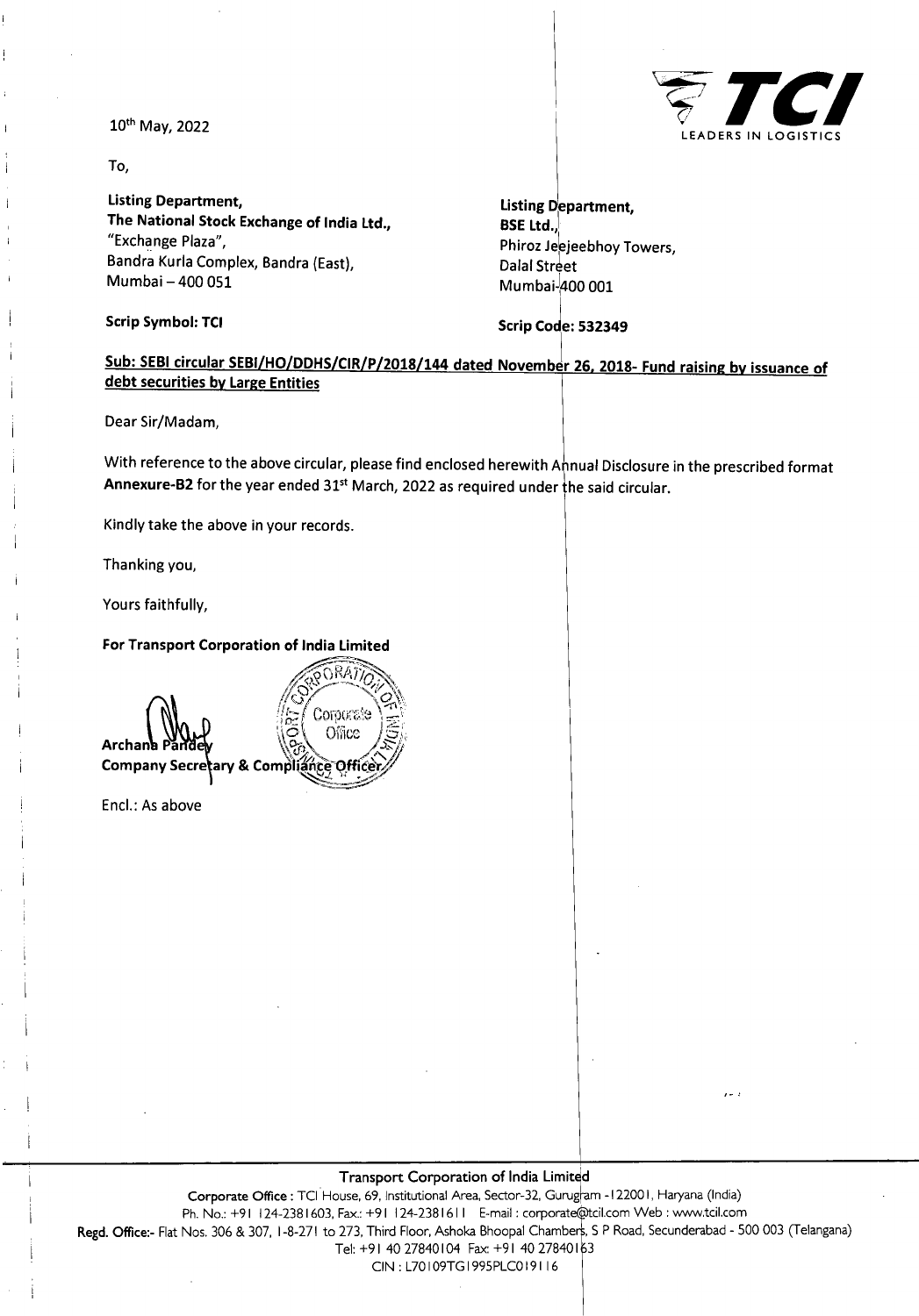10th May, 2022

To,

| **Listing Department,** | **Listing Department,** |
|---|---|
| **The National Stock Exchange of India Ltd.,** | **BSE Ltd.,** |
| "Exchange Plaza", | Phiroz Jeejeebhoy Towers, |
| Bandra Kurla Complex, Bandra (East), | Dalal Street |
| Mumbai – 400 051 | Mumbai-400 001 |
| **Scrip Symbol: TCI** | **Scrip Code: 532349** |

**Sub: SEBI circular SEBI/HO/DDHS/CIR/P/2018/144 dated November 26, 2018- Fund raising by issuance of debt securities by Large Entities**

Dear Sir/Madam,

With reference to the above circular, please find enclosed herewith Annual Disclosure in the prescribed format **Annexure-B2** for the year ended 31st March, 2022 as required under the said circular.

Kindly take the above in your records.

Thanking you,

Yours faithfully,

**For Transport Corporation of India Limited**

**Archana Pandey**
**Company Secretary & Compliance Officer**

Encl.: As above

Transport Corporation of India Limited

**Corporate Office :** TCI House, 69, Institutional Area, Sector-32, Gurugram -122001, Haryana (India)
Ph. No.: +91 124-2381603, Fax.: +91 124-2381611 E-mail : corporate@tcil.com Web : www.tcil.com
**Regd. Office:-** Flat Nos. 306 & 307, 1-8-271 to 273, Third Floor, Ashoka Bhoopal Chambers, S P Road, Secunderabad - 500 003 (Telangana)
Tel: +91 40 27840104 Fax: +91 40 27840163
CIN : L70109TG1995PLC019116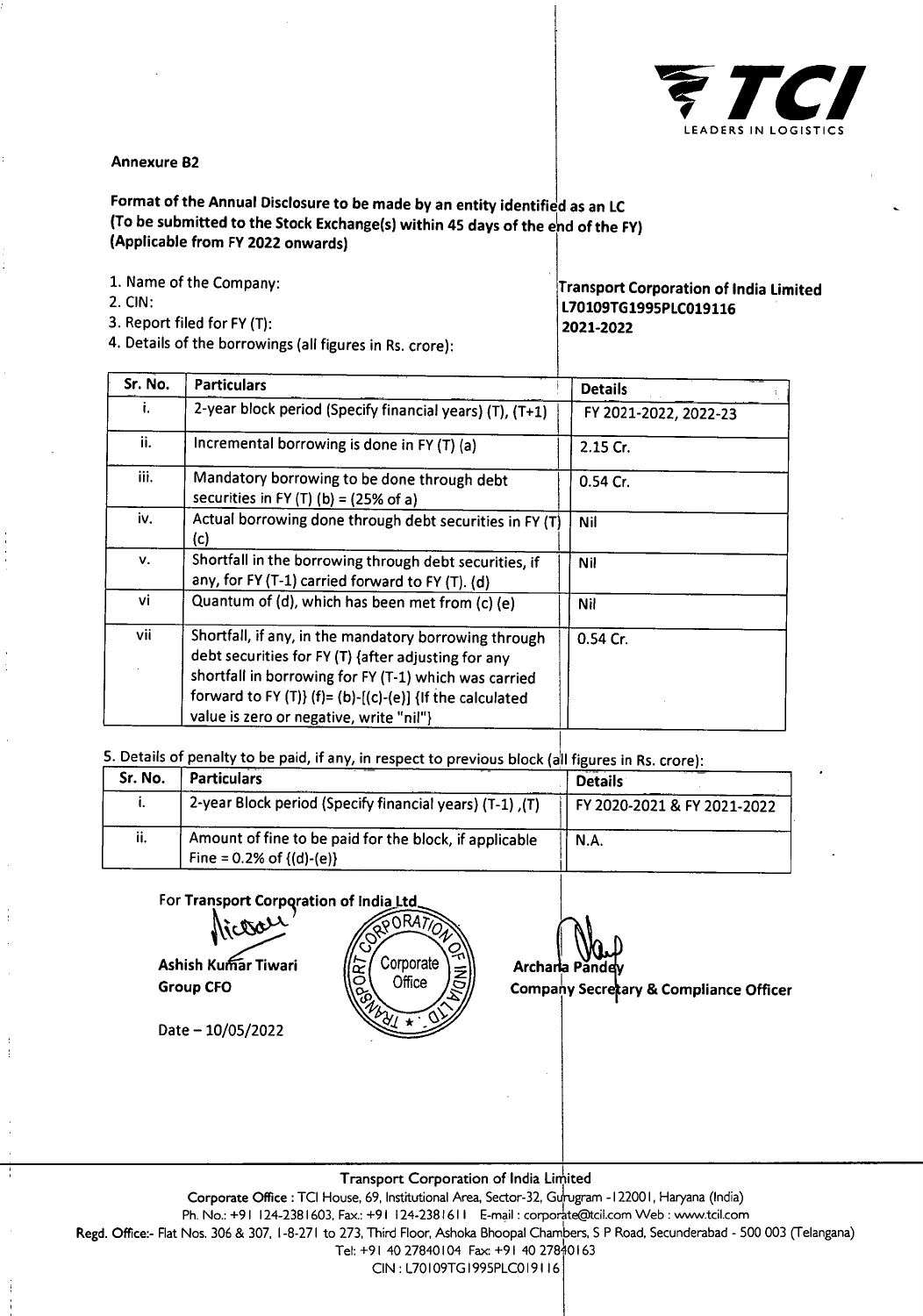**Annexure B2**

**Format of the Annual Disclosure to be made by an entity identified as an LC**
**(To be submitted to the Stock Exchange(s) within 45 days of the end of the FY)**
**(Applicable from FY 2022 onwards)**

1. Name of the Company: **Transport Corporation of India Limited**
2. CIN: **L70109TG1995PLC019116**
3. Report filed for FY (T): **2021-2022**
4. Details of the borrowings (all figures in Rs. crore):

| Sr. No. | Particulars | Details |
|---|---|---|
| i. | 2-year block period (Specify financial years) (T), (T+1) | FY 2021-2022, 2022-23 |
| ii. | Incremental borrowing is done in FY (T) (a) | 2.15 Cr. |
| iii. | Mandatory borrowing to be done through debt securities in FY (T) (b) = (25% of a) | 0.54 Cr. |
| iv. | Actual borrowing done through debt securities in FY (T) (c) | Nil |
| v. | Shortfall in the borrowing through debt securities, if any, for FY (T-1) carried forward to FY (T). (d) | Nil |
| vi | Quantum of (d), which has been met from (c) (e) | Nil |
| vii | Shortfall, if any, in the mandatory borrowing through debt securities for FY (T) {after adjusting for any shortfall in borrowing for FY (T-1) which was carried forward to FY (T)} (f)= (b)-[(c)-(e)] {If the calculated value is zero or negative, write "nil"} | 0.54 Cr. |

5. Details of penalty to be paid, if any, in respect to previous block (all figures in Rs. crore):

| Sr. No. | Particulars | Details |
|---|---|---|
| i. | 2-year Block period (Specify financial years) (T-1) ,(T) | FY 2020-2021 & FY 2021-2022 |
| ii. | Amount of fine to be paid for the block, if applicable Fine = 0.2% of {(d)-(e)} | N.A. |

For Transport Corporation of India Ltd

Ashish Kumar Tiwari
Group CFO

Date – 10/05/2022

Archana Pandey
Company Secretary & Compliance Officer

Transport Corporation of India Limited
Corporate Office : TCI House, 69, Institutional Area, Sector-32, Gurugram -122001, Haryana (India)
Ph. No.: +91 124-2381603, Fax.: +91 124-2381611 E-mail : corporate@tcil.com Web : www.tcil.com
Regd. Office:- Flat Nos. 306 & 307, 1-8-271 to 273, Third Floor, Ashoka Bhoopal Chambers, S P Road, Secunderabad - 500 003 (Telangana)
Tel: +91 40 27840104 Fax: +91 40 27840163
CIN : L70109TG1995PLC019116